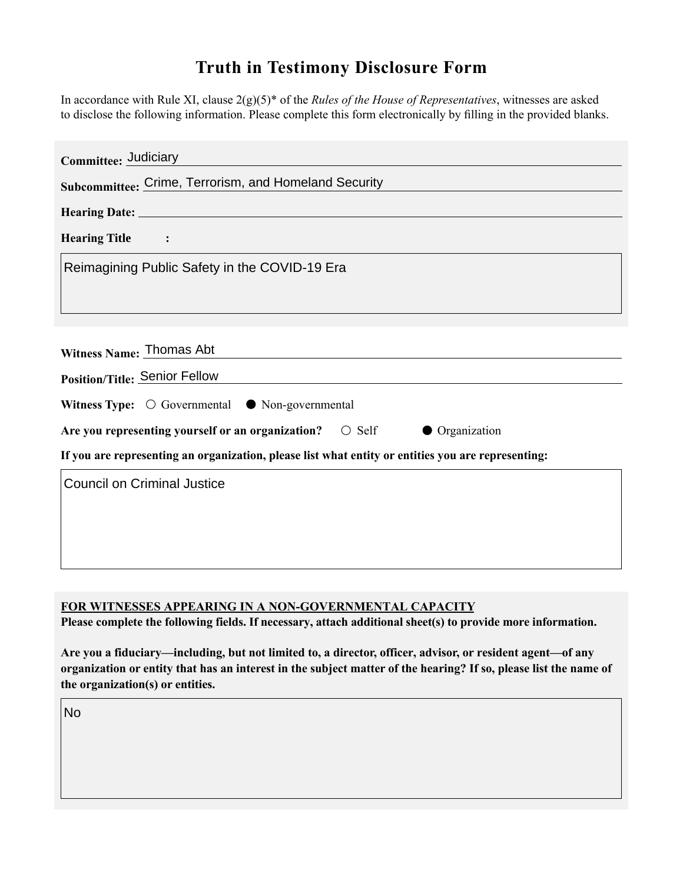# Truth in Testimony Disclosure Form

In accordance with Rule XI, clause 2(g)(5)* of the *Rules of the House of Representatives*, witnesses are asked to disclose the following information. Please complete this form electronically by filling in the provided blanks.

**Committee:** Judiciary

**Subcommittee:** Crime, Terrorism, and Homeland Security

**Hearing Date:**

**Hearing Title:**

Reimagining Public Safety in the COVID-19 Era

**Witness Name:** Thomas Abt

**Position/Title:** Senior Fellow

**Witness Type:** ○ Governmental ● Non-governmental

**Are you representing yourself or an organization?** ○ Self ● Organization

**If you are representing an organization, please list what entity or entities you are representing:**

Council on Criminal Justice

**FOR WITNESSES APPEARING IN A NON-GOVERNMENTAL CAPACITY**

**Please complete the following fields. If necessary, attach additional sheet(s) to provide more information.**

**Are you a fiduciary—including, but not limited to, a director, officer, advisor, or resident agent—of any organization or entity that has an interest in the subject matter of the hearing? If so, please list the name of the organization(s) or entities.**

No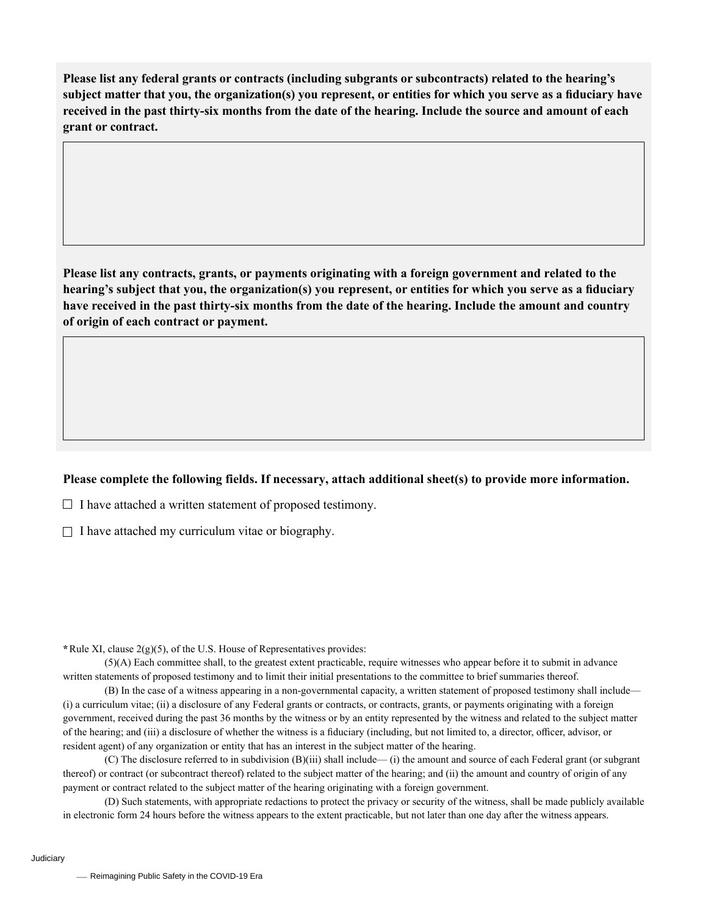**Please list any federal grants or contracts (including subgrants or subcontracts) related to the hearing's subject matter that you, the organization(s) you represent, or entities for which you serve as a fiduciary have received in the past thirty-six months from the date of the hearing. Include the source and amount of each grant or contract.**

**Please list any contracts, grants, or payments originating with a foreign government and related to the hearing's subject that you, the organization(s) you represent, or entities for which you serve as a fiduciary have received in the past thirty-six months from the date of the hearing. Include the amount and country of origin of each contract or payment.**

**Please complete the following fields. If necessary, attach additional sheet(s) to provide more information.**

☐ I have attached a written statement of proposed testimony.

☐ I have attached my curriculum vitae or biography.

**\***Rule XI, clause 2(g)(5), of the U.S. House of Representatives provides:

(5)(A) Each committee shall, to the greatest extent practicable, require witnesses who appear before it to submit in advance written statements of proposed testimony and to limit their initial presentations to the committee to brief summaries thereof.

(B) In the case of a witness appearing in a non-governmental capacity, a written statement of proposed testimony shall include— (i) a curriculum vitae; (ii) a disclosure of any Federal grants or contracts, or contracts, grants, or payments originating with a foreign government, received during the past 36 months by the witness or by an entity represented by the witness and related to the subject matter of the hearing; and (iii) a disclosure of whether the witness is a fiduciary (including, but not limited to, a director, officer, advisor, or resident agent) of any organization or entity that has an interest in the subject matter of the hearing.

(C) The disclosure referred to in subdivision (B)(iii) shall include— (i) the amount and source of each Federal grant (or subgrant thereof) or contract (or subcontract thereof) related to the subject matter of the hearing; and (ii) the amount and country of origin of any payment or contract related to the subject matter of the hearing originating with a foreign government.

(D) Such statements, with appropriate redactions to protect the privacy or security of the witness, shall be made publicly available in electronic form 24 hours before the witness appears to the extent practicable, but not later than one day after the witness appears.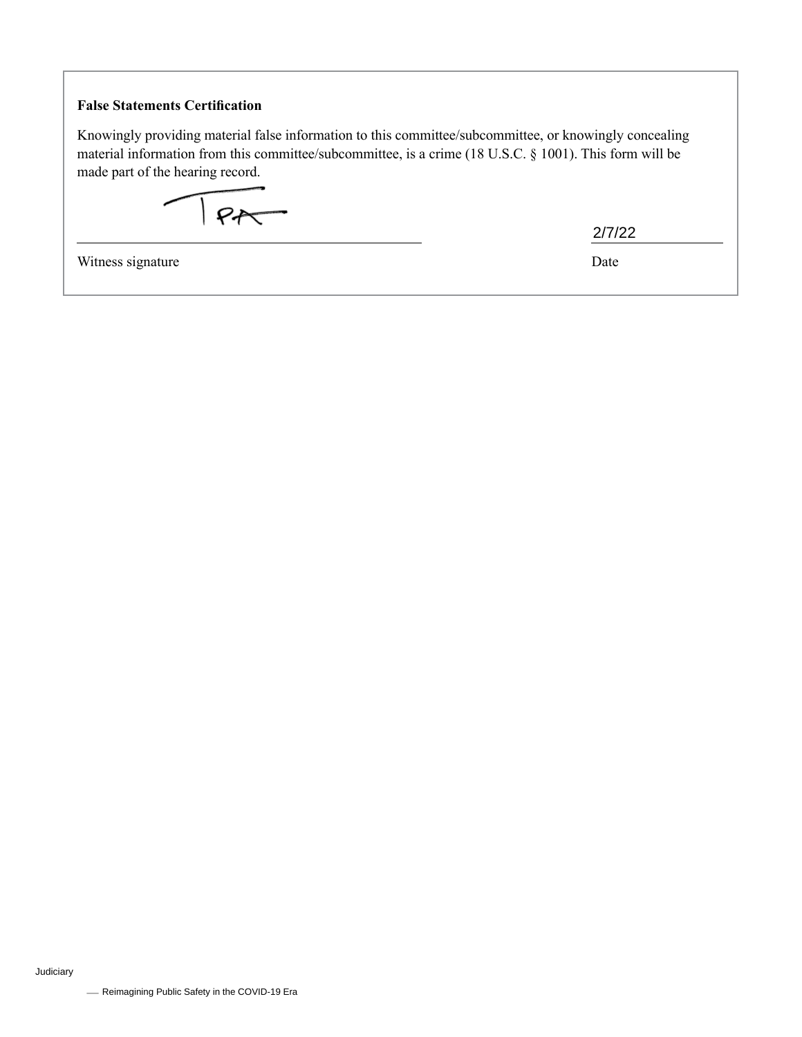**False Statements Certification**

Knowingly providing material false information to this committee/subcommittee, or knowingly concealing material information from this committee/subcommittee, is a crime (18 U.S.C. § 1001). This form will be made part of the hearing record.

Witness signature

2/7/22

Date